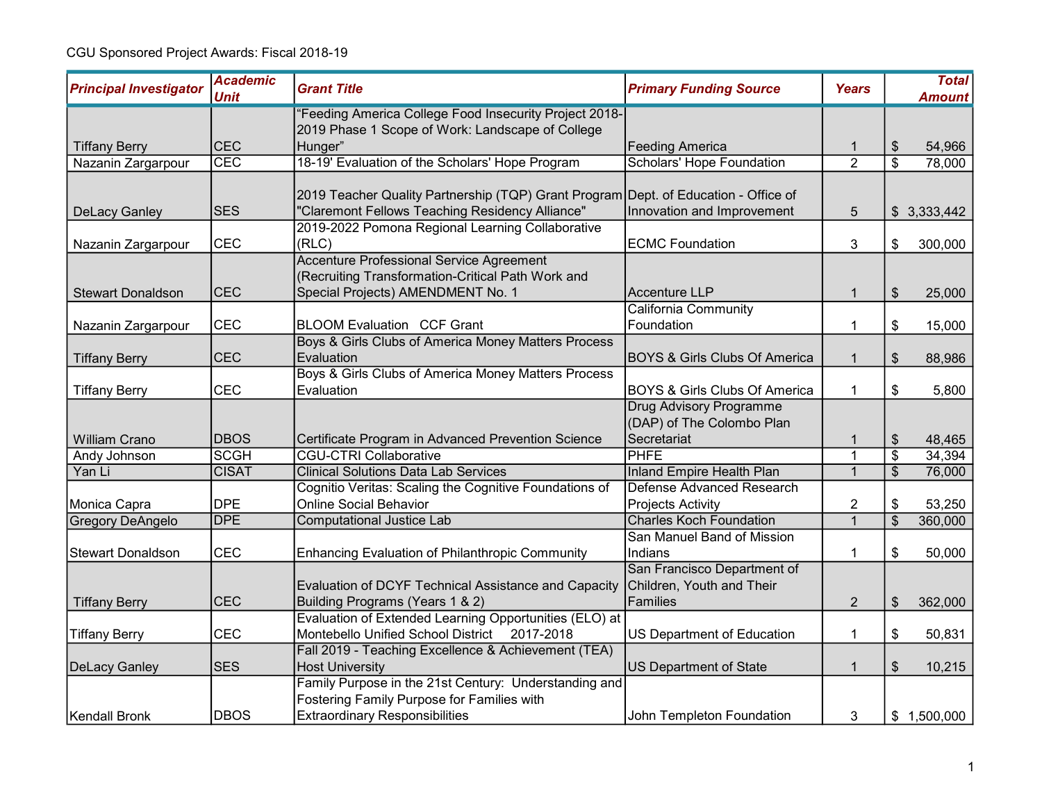CGU Sponsored Project Awards: Fiscal 2018-19

| Principal Investigator | Academic Unit | Grant Title | Primary Funding Source | Years | Total Amount |
|---|---|---|---|---|---|
| Tiffany Berry | CEC | "Feeding America College Food Insecurity Project 2018-2019 Phase 1 Scope of Work: Landscape of College Hunger" | Feeding America | 1 | $ 54,966 |
| Nazanin Zargarpour | CEC | 18-19' Evaluation of the Scholars' Hope Program | Scholars' Hope Foundation | 2 | $ 78,000 |
| DeLacy Ganley | SES | 2019 Teacher Quality Partnership (TQP) Grant Program "Claremont Fellows Teaching Residency Alliance" | Dept. of Education - Office of Innovation and Improvement | 5 | $ 3,333,442 |
| Nazanin Zargarpour | CEC | 2019-2022 Pomona Regional Learning Collaborative (RLC) | ECMC Foundation | 3 | $ 300,000 |
| Stewart Donaldson | CEC | Accenture Professional Service Agreement (Recruiting Transformation-Critical Path Work and Special Projects) AMENDMENT No. 1 | Accenture LLP | 1 | $ 25,000 |
| Nazanin Zargarpour | CEC | BLOOM Evaluation CCF Grant | California Community Foundation | 1 | $ 15,000 |
| Tiffany Berry | CEC | Boys & Girls Clubs of America Money Matters Process Evaluation | BOYS & Girls Clubs Of America | 1 | $ 88,986 |
| Tiffany Berry | CEC | Boys & Girls Clubs of America Money Matters Process Evaluation | BOYS & Girls Clubs Of America | 1 | $ 5,800 |
| William Crano | DBOS | Certificate Program in Advanced Prevention Science | Drug Advisory Programme (DAP) of The Colombo Plan Secretariat | 1 | $ 48,465 |
| Andy Johnson | SCGH | CGU-CTRI Collaborative | PHFE | 1 | $ 34,394 |
| Yan Li | CISAT | Clinical Solutions Data Lab Services | Inland Empire Health Plan | 1 | $ 76,000 |
| Monica Capra | DPE | Cognitio Veritas: Scaling the Cognitive Foundations of Online Social Behavior | Defense Advanced Research Projects Activity | 2 | $ 53,250 |
| Gregory DeAngelo | DPE | Computational Justice Lab | Charles Koch Foundation | 1 | $ 360,000 |
| Stewart Donaldson | CEC | Enhancing Evaluation of Philanthropic Community | San Manuel Band of Mission Indians | 1 | $ 50,000 |
| Tiffany Berry | CEC | Evaluation of DCYF Technical Assistance and Capacity Building Programs (Years 1 & 2) | San Francisco Department of Children, Youth and Their Families | 2 | $ 362,000 |
| Tiffany Berry | CEC | Evaluation of Extended Learning Opportunities (ELO) at Montebello Unified School District 2017-2018 | US Department of Education | 1 | $ 50,831 |
| DeLacy Ganley | SES | Fall 2019 - Teaching Excellence & Achievement (TEA) Host University | US Department of State | 1 | $ 10,215 |
| Kendall Bronk | DBOS | Family Purpose in the 21st Century: Understanding and Fostering Family Purpose for Families with Extraordinary Responsibilities | John Templeton Foundation | 3 | $ 1,500,000 |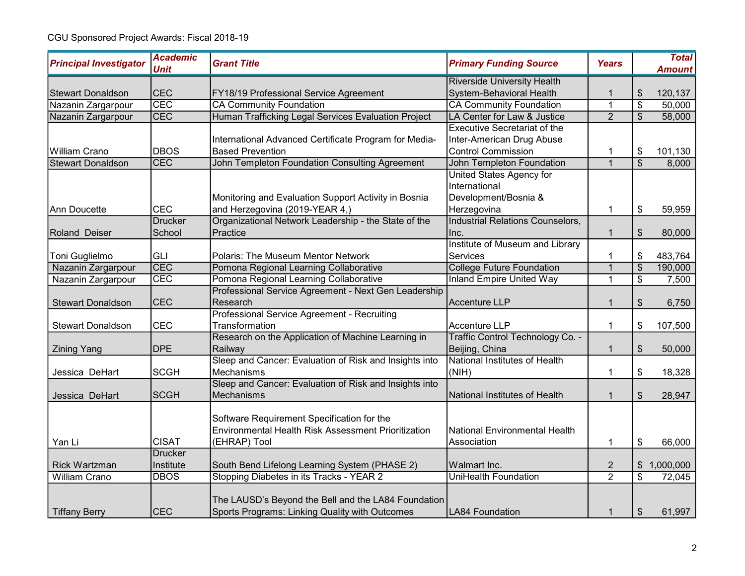CGU Sponsored Project Awards: Fiscal 2018-19

| Principal Investigator | Academic Unit | Grant Title | Primary Funding Source | Years | Total Amount |
|---|---|---|---|---|---|
| Stewart Donaldson | CEC | FY18/19 Professional Service Agreement | Riverside University Health System-Behavioral Health | 1 | $ 120,137 |
| Nazanin Zargarpour | CEC | CA Community Foundation | CA Community Foundation | 1 | $ 50,000 |
| Nazanin Zargarpour | CEC | Human Trafficking Legal Services Evaluation Project | LA Center for Law & Justice | 2 | $ 58,000 |
| William Crano | DBOS | International Advanced Certificate Program for Media-Based Prevention | Executive Secretariat of the Inter-American Drug Abuse Control Commission | 1 | $ 101,130 |
| Stewart Donaldson | CEC | John Templeton Foundation Consulting Agreement | John Templeton Foundation | 1 | $ 8,000 |
| Ann Doucette | CEC | Monitoring and Evaluation Support Activity in Bosnia and Herzegovina (2019-YEAR 4,) | United States Agency for International Development/Bosnia & Herzegovina | 1 | $ 59,959 |
| Roland Deiser | Drucker School | Organizational Network Leadership - the State of the Practice | Industrial Relations Counselors, Inc. | 1 | $ 80,000 |
| Toni Guglielmo | GLI | Polaris: The Museum Mentor Network | Institute of Museum and Library Services | 1 | $ 483,764 |
| Nazanin Zargarpour | CEC | Pomona Regional Learning Collaborative | College Future Foundation | 1 | $ 190,000 |
| Nazanin Zargarpour | CEC | Pomona Regional Learning Collaborative | Inland Empire United Way | 1 | $ 7,500 |
| Stewart Donaldson | CEC | Professional Service Agreement - Next Gen Leadership Research | Accenture LLP | 1 | $ 6,750 |
| Stewart Donaldson | CEC | Professional Service Agreement - Recruiting Transformation | Accenture LLP | 1 | $ 107,500 |
| Zining Yang | DPE | Research on the Application of Machine Learning in Railway | Traffic Control Technology Co. - Beijing, China | 1 | $ 50,000 |
| Jessica DeHart | SCGH | Sleep and Cancer: Evaluation of Risk and Insights into Mechanisms | National Institutes of Health (NIH) | 1 | $ 18,328 |
| Jessica DeHart | SCGH | Sleep and Cancer: Evaluation of Risk and Insights into Mechanisms | National Institutes of Health | 1 | $ 28,947 |
| Yan Li | CISAT | Software Requirement Specification for the Environmental Health Risk Assessment Prioritization (EHRAP) Tool | National Environmental Health Association | 1 | $ 66,000 |
| Rick Wartzman | Drucker Institute | South Bend Lifelong Learning System (PHASE 2) | Walmart Inc. | 2 | $ 1,000,000 |
| William Crano | DBOS | Stopping Diabetes in its Tracks - YEAR 2 | UniHealth Foundation | 2 | $ 72,045 |
| Tiffany Berry | CEC | The LAUSD's Beyond the Bell and the LA84 Foundation Sports Programs: Linking Quality with Outcomes | LA84 Foundation | 1 | $ 61,997 |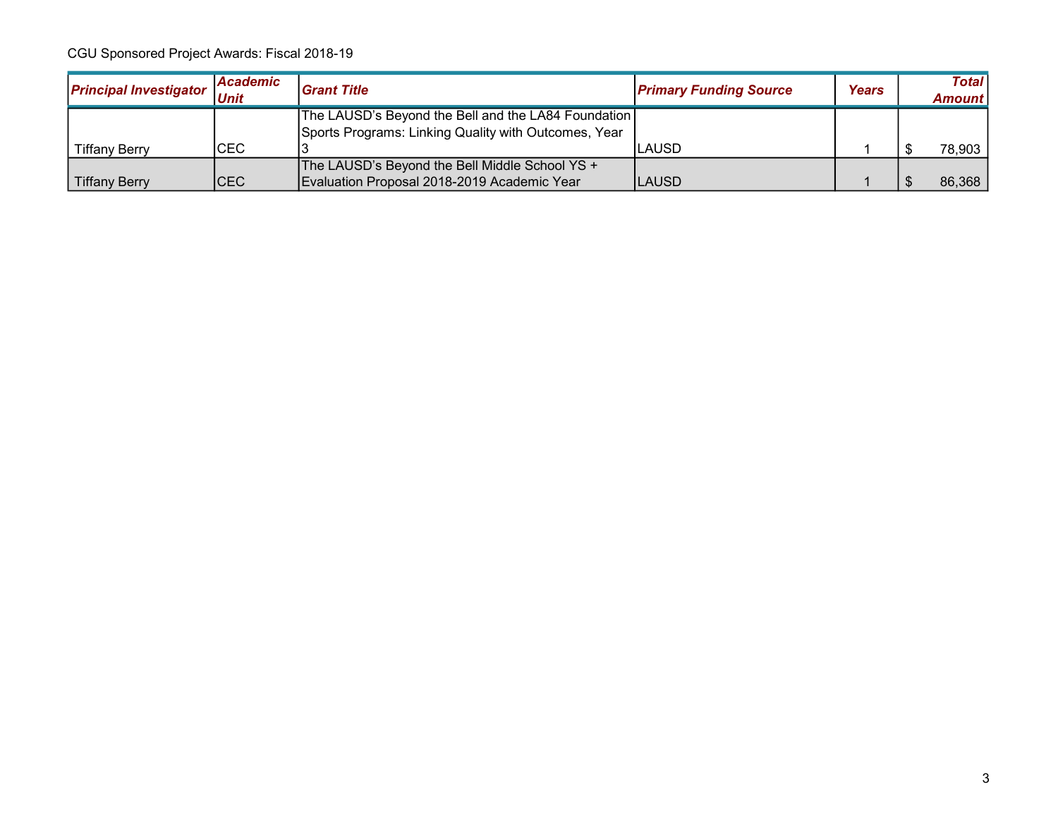CGU Sponsored Project Awards: Fiscal 2018-19

| Principal Investigator | Academic Unit | Grant Title | Primary Funding Source | Years | Total Amount |
|---|---|---|---|---|---|
| Tiffany Berry | CEC | The LAUSD’s Beyond the Bell and the LA84 Foundation Sports Programs: Linking Quality with Outcomes, Year 3 | LAUSD | 1 | $ 78,903 |
| Tiffany Berry | CEC | The LAUSD’s Beyond the Bell Middle School YS + Evaluation Proposal 2018-2019 Academic Year | LAUSD | 1 | $ 86,368 |